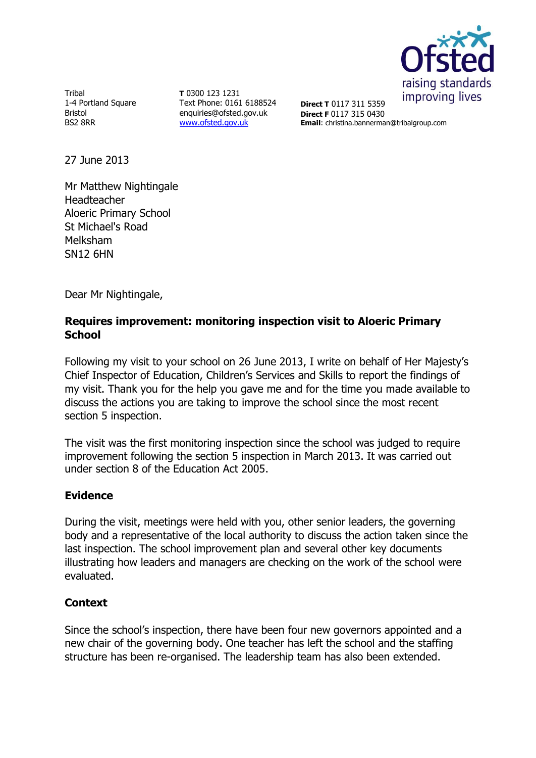Tribal
1-4 Portland Square
Bristol
BS2 8RR

**T** 0300 123 1231
Text Phone: 0161 6188524
enquiries@ofsted.gov.uk
www.ofsted.gov.uk

**Direct T** 0117 311 5359
**Direct F** 0117 315 0430
**Email**: christina.bannerman@tribalgroup.com

27 June 2013

Mr Matthew Nightingale
Headteacher
Aloeric Primary School
St Michael's Road
Melksham
SN12 6HN

Dear Mr Nightingale,

**Requires improvement: monitoring inspection visit to Aloeric Primary School**

Following my visit to your school on 26 June 2013, I write on behalf of Her Majesty's Chief Inspector of Education, Children's Services and Skills to report the findings of my visit. Thank you for the help you gave me and for the time you made available to discuss the actions you are taking to improve the school since the most recent section 5 inspection.

The visit was the first monitoring inspection since the school was judged to require improvement following the section 5 inspection in March 2013. It was carried out under section 8 of the Education Act 2005.

## Evidence

During the visit, meetings were held with you, other senior leaders, the governing body and a representative of the local authority to discuss the action taken since the last inspection. The school improvement plan and several other key documents illustrating how leaders and managers are checking on the work of the school were evaluated.

## Context

Since the school's inspection, there have been four new governors appointed and a new chair of the governing body. One teacher has left the school and the staffing structure has been re-organised. The leadership team has also been extended.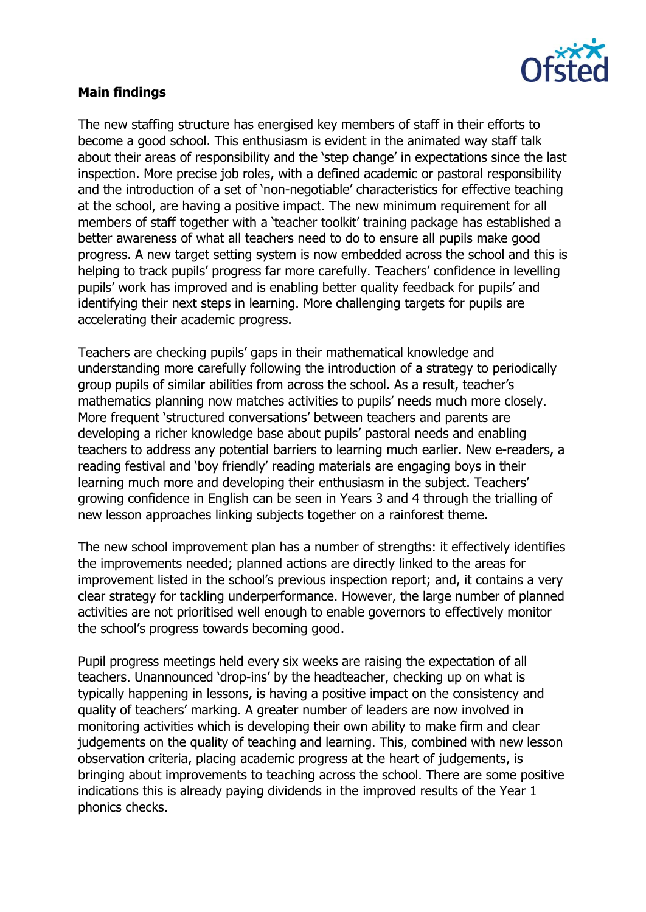**Main findings**

The new staffing structure has energised key members of staff in their efforts to become a good school. This enthusiasm is evident in the animated way staff talk about their areas of responsibility and the 'step change' in expectations since the last inspection. More precise job roles, with a defined academic or pastoral responsibility and the introduction of a set of 'non-negotiable' characteristics for effective teaching at the school, are having a positive impact. The new minimum requirement for all members of staff together with a 'teacher toolkit' training package has established a better awareness of what all teachers need to do to ensure all pupils make good progress. A new target setting system is now embedded across the school and this is helping to track pupils' progress far more carefully. Teachers' confidence in levelling pupils' work has improved and is enabling better quality feedback for pupils' and identifying their next steps in learning. More challenging targets for pupils are accelerating their academic progress.

Teachers are checking pupils' gaps in their mathematical knowledge and understanding more carefully following the introduction of a strategy to periodically group pupils of similar abilities from across the school. As a result, teacher's mathematics planning now matches activities to pupils' needs much more closely. More frequent 'structured conversations' between teachers and parents are developing a richer knowledge base about pupils' pastoral needs and enabling teachers to address any potential barriers to learning much earlier. New e-readers, a reading festival and 'boy friendly' reading materials are engaging boys in their learning much more and developing their enthusiasm in the subject. Teachers' growing confidence in English can be seen in Years 3 and 4 through the trialling of new lesson approaches linking subjects together on a rainforest theme.

The new school improvement plan has a number of strengths: it effectively identifies the improvements needed; planned actions are directly linked to the areas for improvement listed in the school's previous inspection report; and, it contains a very clear strategy for tackling underperformance. However, the large number of planned activities are not prioritised well enough to enable governors to effectively monitor the school's progress towards becoming good.

Pupil progress meetings held every six weeks are raising the expectation of all teachers. Unannounced 'drop-ins' by the headteacher, checking up on what is typically happening in lessons, is having a positive impact on the consistency and quality of teachers' marking. A greater number of leaders are now involved in monitoring activities which is developing their own ability to make firm and clear judgements on the quality of teaching and learning. This, combined with new lesson observation criteria, placing academic progress at the heart of judgements, is bringing about improvements to teaching across the school. There are some positive indications this is already paying dividends in the improved results of the Year 1 phonics checks.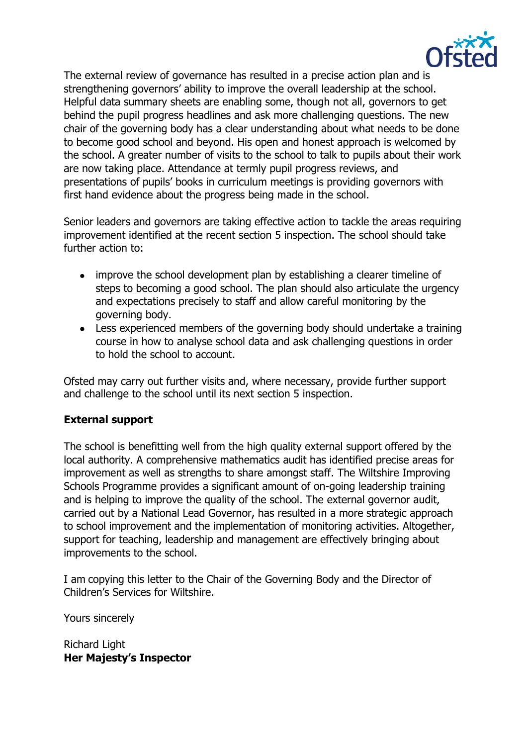The external review of governance has resulted in a precise action plan and is strengthening governors' ability to improve the overall leadership at the school. Helpful data summary sheets are enabling some, though not all, governors to get behind the pupil progress headlines and ask more challenging questions. The new chair of the governing body has a clear understanding about what needs to be done to become good school and beyond. His open and honest approach is welcomed by the school. A greater number of visits to the school to talk to pupils about their work are now taking place. Attendance at termly pupil progress reviews, and presentations of pupils' books in curriculum meetings is providing governors with first hand evidence about the progress being made in the school.

Senior leaders and governors are taking effective action to tackle the areas requiring improvement identified at the recent section 5 inspection. The school should take further action to:

- improve the school development plan by establishing a clearer timeline of steps to becoming a good school. The plan should also articulate the urgency and expectations precisely to staff and allow careful monitoring by the governing body.
- Less experienced members of the governing body should undertake a training course in how to analyse school data and ask challenging questions in order to hold the school to account.

Ofsted may carry out further visits and, where necessary, provide further support and challenge to the school until its next section 5 inspection.

**External support**

The school is benefitting well from the high quality external support offered by the local authority. A comprehensive mathematics audit has identified precise areas for improvement as well as strengths to share amongst staff. The Wiltshire Improving Schools Programme provides a significant amount of on-going leadership training and is helping to improve the quality of the school. The external governor audit, carried out by a National Lead Governor, has resulted in a more strategic approach to school improvement and the implementation of monitoring activities. Altogether, support for teaching, leadership and management are effectively bringing about improvements to the school.

I am copying this letter to the Chair of the Governing Body and the Director of Children's Services for Wiltshire.

Yours sincerely

Richard Light
**Her Majesty's Inspector**